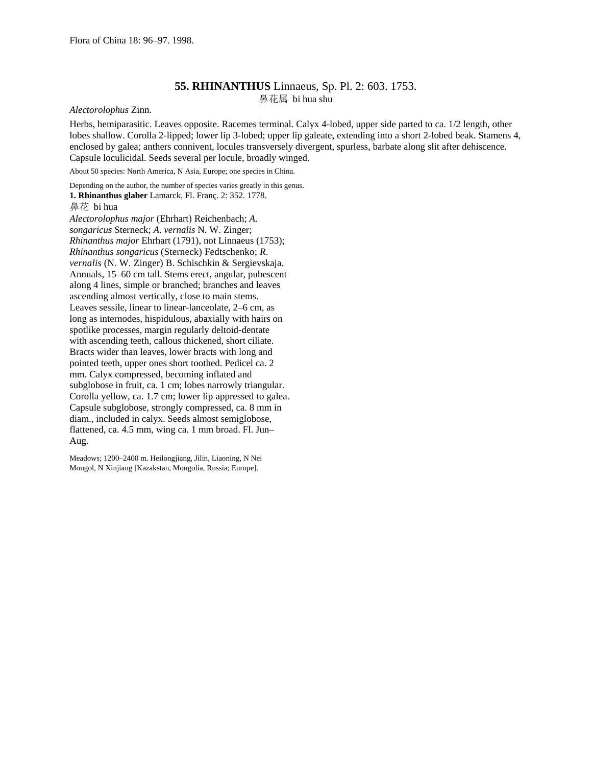Flora of China 18: 96–97. 1998.

## 55. RHINANTHUS Linnaeus, Sp. Pl. 2: 603. 1753.

鼻花属 bi hua shu

*Alectorolophus* Zinn.

Herbs, hemiparasitic. Leaves opposite. Racemes terminal. Calyx 4-lobed, upper side parted to ca. 1/2 length, other lobes shallow. Corolla 2-lipped; lower lip 3-lobed; upper lip galeate, extending into a short 2-lobed beak. Stamens 4, enclosed by galea; anthers connivent, locules transversely divergent, spurless, barbate along slit after dehiscence. Capsule loculicidal. Seeds several per locule, broadly winged.

About 50 species: North America, N Asia, Europe; one species in China.

Depending on the author, the number of species varies greatly in this genus.

**1. Rhinanthus glaber** Lamarck, Fl. Franç. 2: 352. 1778.

鼻花 bi hua

*Alectorolophus major* (Ehrhart) Reichenbach; *A. songaricus* Sterneck; *A. vernalis* N. W. Zinger; *Rhinanthus major* Ehrhart (1791), not Linnaeus (1753); *Rhinanthus songaricus* (Sterneck) Fedtschenko; *R. vernalis* (N. W. Zinger) B. Schischkin & Sergievskaja.

Annuals, 15–60 cm tall. Stems erect, angular, pubescent along 4 lines, simple or branched; branches and leaves ascending almost vertically, close to main stems. Leaves sessile, linear to linear-lanceolate, 2–6 cm, as long as internodes, hispidulous, abaxially with hairs on spotlike processes, margin regularly deltoid-dentate with ascending teeth, callous thickened, short ciliate. Bracts wider than leaves, lower bracts with long and pointed teeth, upper ones short toothed. Pedicel ca. 2 mm. Calyx compressed, becoming inflated and subglobose in fruit, ca. 1 cm; lobes narrowly triangular. Corolla yellow, ca. 1.7 cm; lower lip appressed to galea. Capsule subglobose, strongly compressed, ca. 8 mm in diam., included in calyx. Seeds almost semiglobose, flattened, ca. 4.5 mm, wing ca. 1 mm broad. Fl. Jun–Aug.

Meadows; 1200–2400 m. Heilongjiang, Jilin, Liaoning, N Nei Mongol, N Xinjiang [Kazakstan, Mongolia, Russia; Europe].